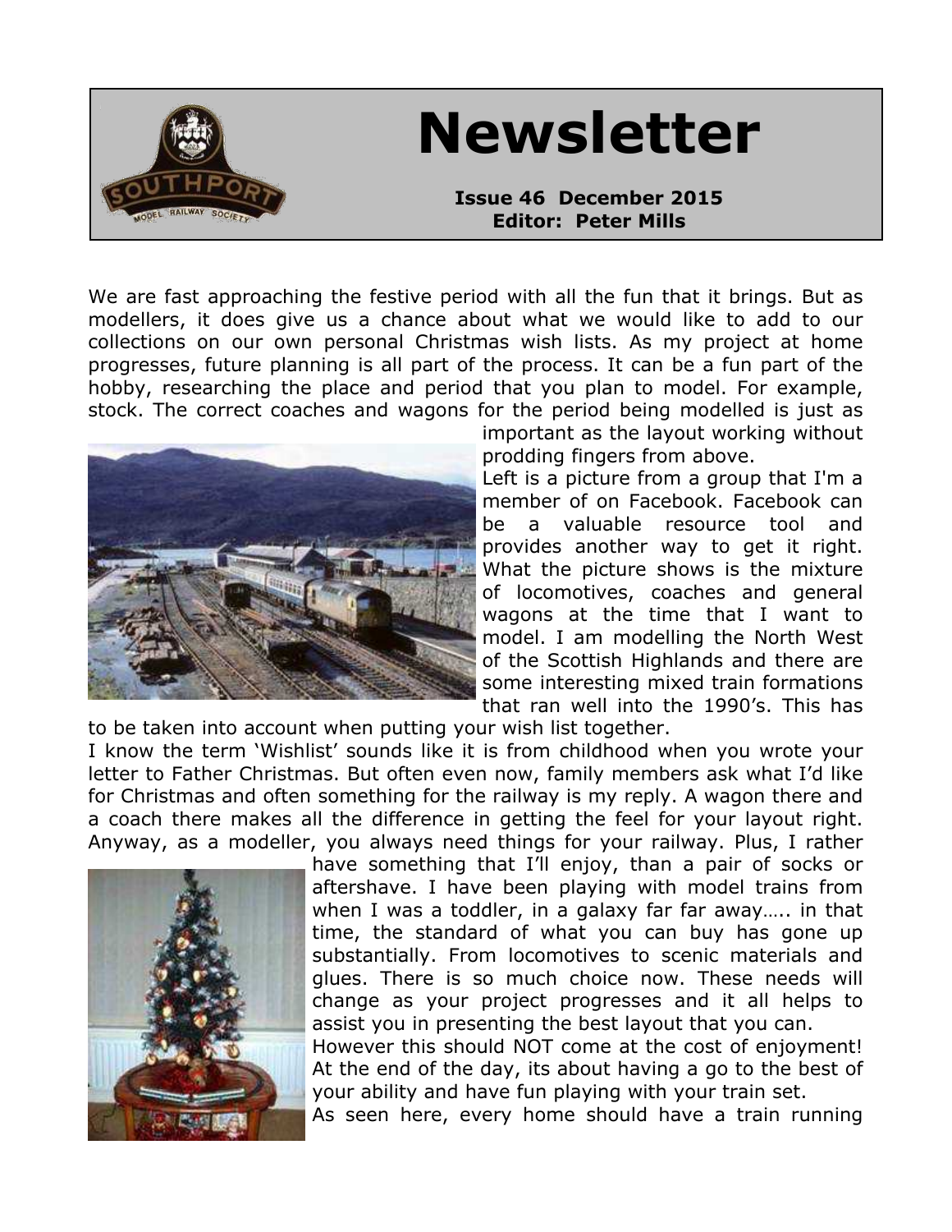# Newsletter

**Issue 46 December 2015**
**Editor: Peter Mills**

We are fast approaching the festive period with all the fun that it brings. But as modellers, it does give us a chance about what we would like to add to our collections on our own personal Christmas wish lists. As my project at home progresses, future planning is all part of the process. It can be a fun part of the hobby, researching the place and period that you plan to model. For example, stock. The correct coaches and wagons for the period being modelled is just as important as the layout working without prodding fingers from above.

Left is a picture from a group that I'm a member of on Facebook. Facebook can be a valuable resource tool and provides another way to get it right. What the picture shows is the mixture of locomotives, coaches and general wagons at the time that I want to model. I am modelling the North West of the Scottish Highlands and there are some interesting mixed train formations that ran well into the 1990's. This has to be taken into account when putting your wish list together.

I know the term 'Wishlist' sounds like it is from childhood when you wrote your letter to Father Christmas. But often even now, family members ask what I'd like for Christmas and often something for the railway is my reply. A wagon there and a coach there makes all the difference in getting the feel for your layout right. Anyway, as a modeller, you always need things for your railway. Plus, I rather have something that I'll enjoy, than a pair of socks or aftershave. I have been playing with model trains from when I was a toddler, in a galaxy far far away….. in that time, the standard of what you can buy has gone up substantially. From locomotives to scenic materials and glues. There is so much choice now. These needs will change as your project progresses and it all helps to assist you in presenting the best layout that you can.

However this should NOT come at the cost of enjoyment! At the end of the day, its about having a go to the best of your ability and have fun playing with your train set.

As seen here, every home should have a train running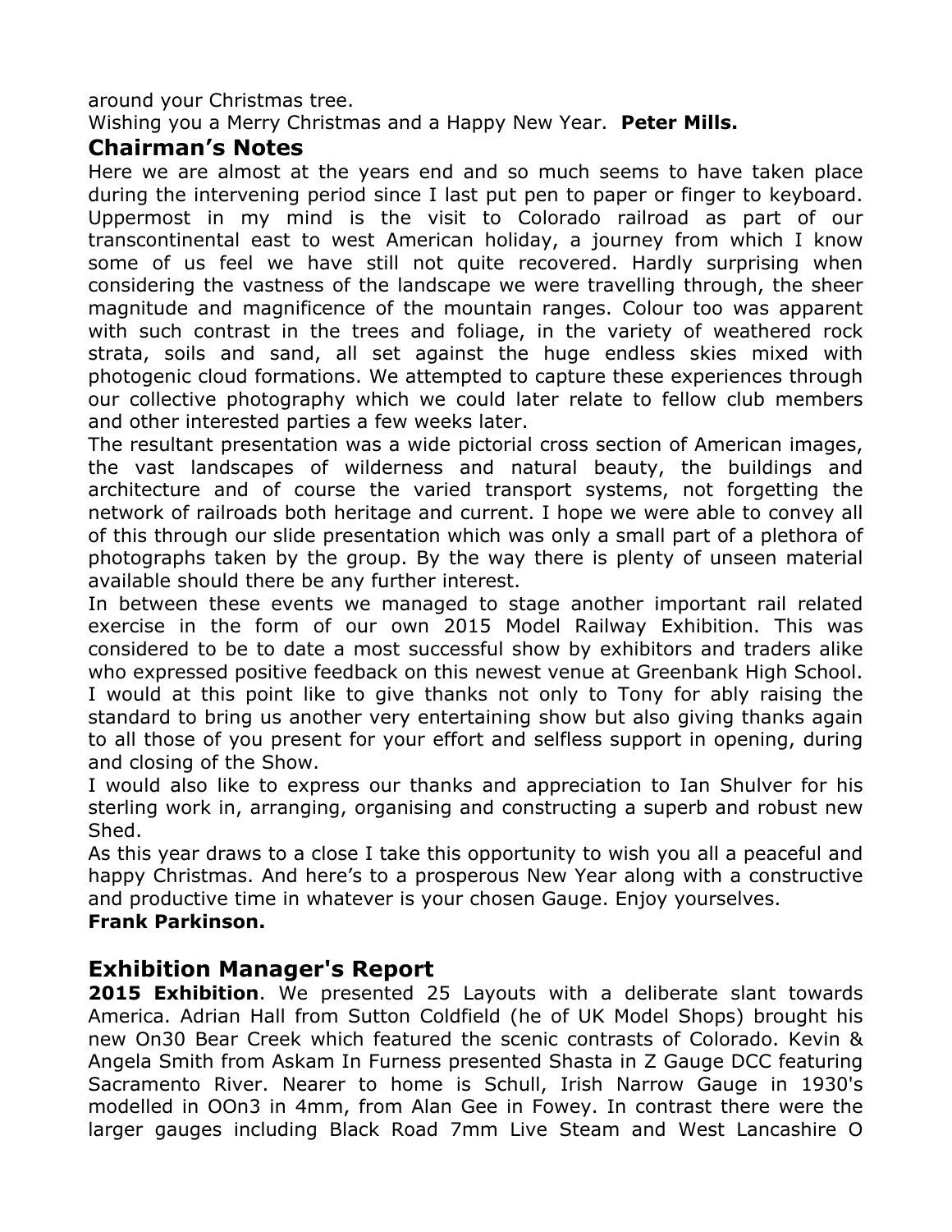around your Christmas tree.

Wishing you a Merry Christmas and a Happy New Year. **Peter Mills.**

## Chairman's Notes

Here we are almost at the years end and so much seems to have taken place during the intervening period since I last put pen to paper or finger to keyboard. Uppermost in my mind is the visit to Colorado railroad as part of our transcontinental east to west American holiday, a journey from which I know some of us feel we have still not quite recovered. Hardly surprising when considering the vastness of the landscape we were travelling through, the sheer magnitude and magnificence of the mountain ranges. Colour too was apparent with such contrast in the trees and foliage, in the variety of weathered rock strata, soils and sand, all set against the huge endless skies mixed with photogenic cloud formations. We attempted to capture these experiences through our collective photography which we could later relate to fellow club members and other interested parties a few weeks later.

The resultant presentation was a wide pictorial cross section of American images, the vast landscapes of wilderness and natural beauty, the buildings and architecture and of course the varied transport systems, not forgetting the network of railroads both heritage and current. I hope we were able to convey all of this through our slide presentation which was only a small part of a plethora of photographs taken by the group. By the way there is plenty of unseen material available should there be any further interest.

In between these events we managed to stage another important rail related exercise in the form of our own 2015 Model Railway Exhibition. This was considered to be to date a most successful show by exhibitors and traders alike who expressed positive feedback on this newest venue at Greenbank High School.

I would at this point like to give thanks not only to Tony for ably raising the standard to bring us another very entertaining show but also giving thanks again to all those of you present for your effort and selfless support in opening, during and closing of the Show.

I would also like to express our thanks and appreciation to Ian Shulver for his sterling work in, arranging, organising and constructing a superb and robust new Shed.

As this year draws to a close I take this opportunity to wish you all a peaceful and happy Christmas. And here's to a prosperous New Year along with a constructive and productive time in whatever is your chosen Gauge. Enjoy yourselves.

**Frank Parkinson.**

## Exhibition Manager's Report

**2015 Exhibition**. We presented 25 Layouts with a deliberate slant towards America. Adrian Hall from Sutton Coldfield (he of UK Model Shops) brought his new On30 Bear Creek which featured the scenic contrasts of Colorado. Kevin & Angela Smith from Askam In Furness presented Shasta in Z Gauge DCC featuring Sacramento River. Nearer to home is Schull, Irish Narrow Gauge in 1930's modelled in OOn3 in 4mm, from Alan Gee in Fowey. In contrast there were the larger gauges including Black Road 7mm Live Steam and West Lancashire O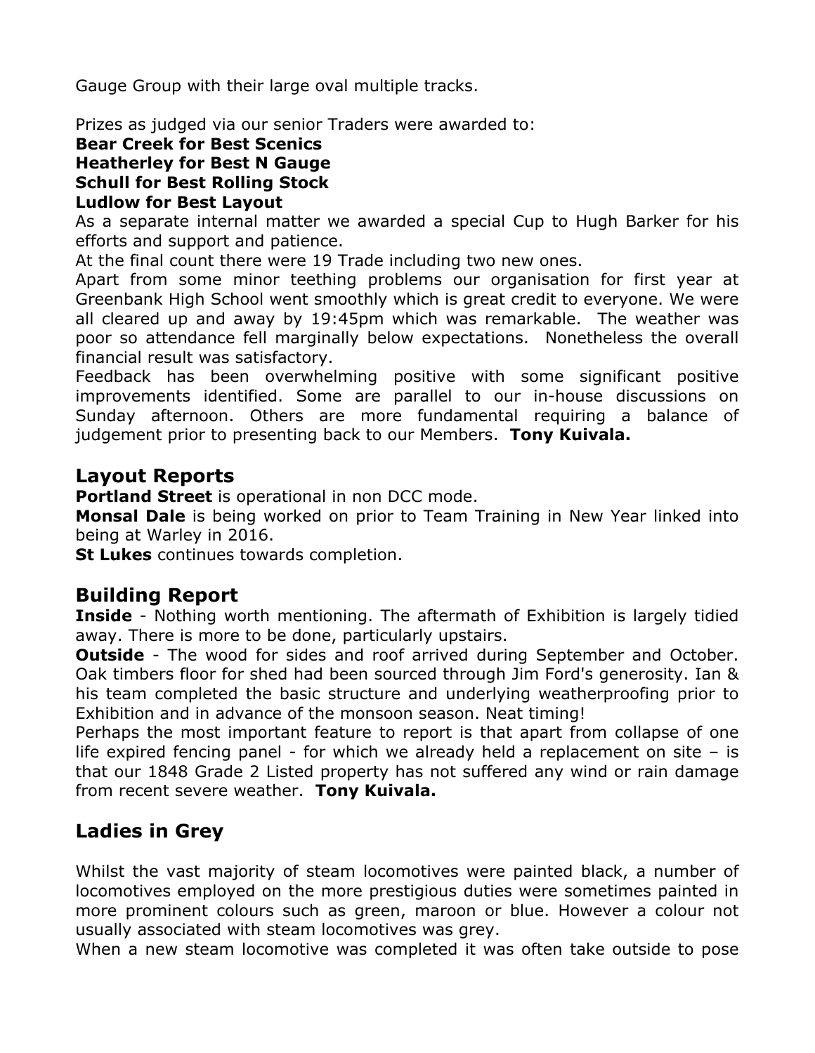Gauge Group with their large oval multiple tracks.

Prizes as judged via our senior Traders were awarded to:

**Bear Creek for Best Scenics**
**Heatherley for Best N Gauge**
**Schull for Best Rolling Stock**
**Ludlow for Best Layout**

As a separate internal matter we awarded a special Cup to Hugh Barker for his efforts and support and patience.

At the final count there were 19 Trade including two new ones.

Apart from some minor teething problems our organisation for first year at Greenbank High School went smoothly which is great credit to everyone. We were all cleared up and away by 19:45pm which was remarkable. The weather was poor so attendance fell marginally below expectations. Nonetheless the overall financial result was satisfactory.

Feedback has been overwhelming positive with some significant positive improvements identified. Some are parallel to our in-house discussions on Sunday afternoon. Others are more fundamental requiring a balance of judgement prior to presenting back to our Members. **Tony Kuivala.**

## Layout Reports

**Portland Street** is operational in non DCC mode.

**Monsal Dale** is being worked on prior to Team Training in New Year linked into being at Warley in 2016.

**St Lukes** continues towards completion.

## Building Report

**Inside** - Nothing worth mentioning. The aftermath of Exhibition is largely tidied away. There is more to be done, particularly upstairs.

**Outside** - The wood for sides and roof arrived during September and October. Oak timbers floor for shed had been sourced through Jim Ford's generosity. Ian & his team completed the basic structure and underlying weatherproofing prior to Exhibition and in advance of the monsoon season. Neat timing!

Perhaps the most important feature to report is that apart from collapse of one life expired fencing panel - for which we already held a replacement on site – is that our 1848 Grade 2 Listed property has not suffered any wind or rain damage from recent severe weather. **Tony Kuivala.**

## Ladies in Grey

Whilst the vast majority of steam locomotives were painted black, a number of locomotives employed on the more prestigious duties were sometimes painted in more prominent colours such as green, maroon or blue. However a colour not usually associated with steam locomotives was grey.

When a new steam locomotive was completed it was often take outside to pose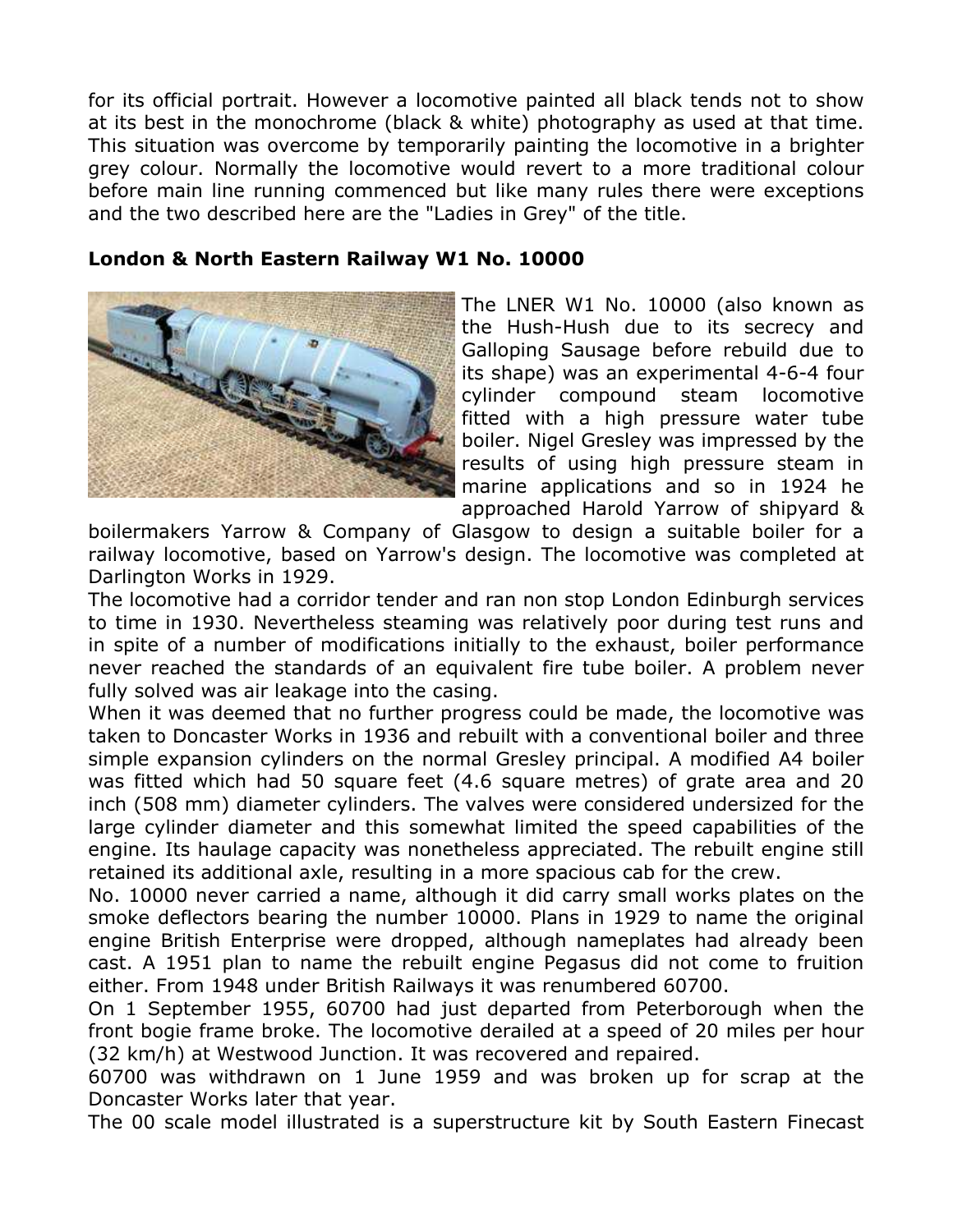for its official portrait. However a locomotive painted all black tends not to show at its best in the monochrome (black & white) photography as used at that time. This situation was overcome by temporarily painting the locomotive in a brighter grey colour. Normally the locomotive would revert to a more traditional colour before main line running commenced but like many rules there were exceptions and the two described here are the "Ladies in Grey" of the title.

**London & North Eastern Railway W1 No. 10000**

The LNER W1 No. 10000 (also known as the Hush-Hush due to its secrecy and Galloping Sausage before rebuild due to its shape) was an experimental 4-6-4 four cylinder compound steam locomotive fitted with a high pressure water tube boiler. Nigel Gresley was impressed by the results of using high pressure steam in marine applications and so in 1924 he approached Harold Yarrow of shipyard & boilermakers Yarrow & Company of Glasgow to design a suitable boiler for a railway locomotive, based on Yarrow's design. The locomotive was completed at Darlington Works in 1929.

The locomotive had a corridor tender and ran non stop London Edinburgh services to time in 1930. Nevertheless steaming was relatively poor during test runs and in spite of a number of modifications initially to the exhaust, boiler performance never reached the standards of an equivalent fire tube boiler. A problem never fully solved was air leakage into the casing.

When it was deemed that no further progress could be made, the locomotive was taken to Doncaster Works in 1936 and rebuilt with a conventional boiler and three simple expansion cylinders on the normal Gresley principal. A modified A4 boiler was fitted which had 50 square feet (4.6 square metres) of grate area and 20 inch (508 mm) diameter cylinders. The valves were considered undersized for the large cylinder diameter and this somewhat limited the speed capabilities of the engine. Its haulage capacity was nonetheless appreciated. The rebuilt engine still retained its additional axle, resulting in a more spacious cab for the crew.

No. 10000 never carried a name, although it did carry small works plates on the smoke deflectors bearing the number 10000. Plans in 1929 to name the original engine British Enterprise were dropped, although nameplates had already been cast. A 1951 plan to name the rebuilt engine Pegasus did not come to fruition either. From 1948 under British Railways it was renumbered 60700.

On 1 September 1955, 60700 had just departed from Peterborough when the front bogie frame broke. The locomotive derailed at a speed of 20 miles per hour (32 km/h) at Westwood Junction. It was recovered and repaired.

60700 was withdrawn on 1 June 1959 and was broken up for scrap at the Doncaster Works later that year.

The 00 scale model illustrated is a superstructure kit by South Eastern Finecast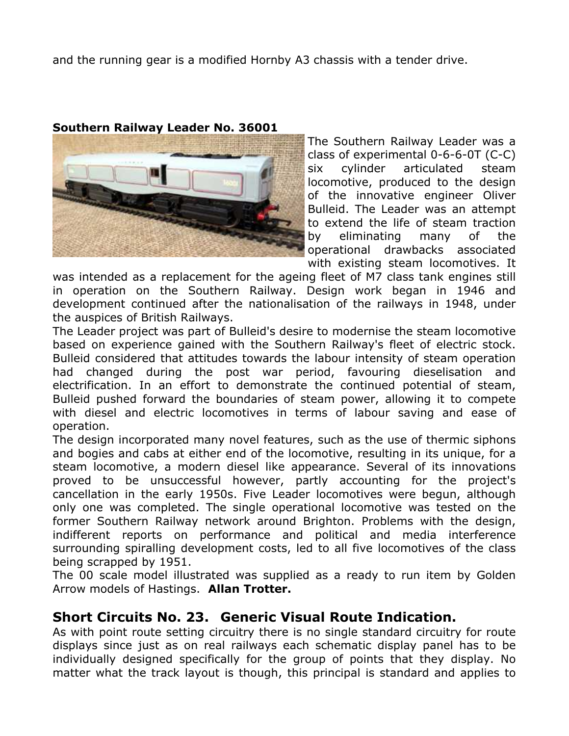and the running gear is a modified Hornby A3 chassis with a tender drive.

**Southern Railway Leader No. 36001**

The Southern Railway Leader was a class of experimental 0-6-6-0T (C-C) six cylinder articulated steam locomotive, produced to the design of the innovative engineer Oliver Bulleid. The Leader was an attempt to extend the life of steam traction by eliminating many of the operational drawbacks associated with existing steam locomotives. It was intended as a replacement for the ageing fleet of M7 class tank engines still in operation on the Southern Railway. Design work began in 1946 and development continued after the nationalisation of the railways in 1948, under the auspices of British Railways.

The Leader project was part of Bulleid's desire to modernise the steam locomotive based on experience gained with the Southern Railway's fleet of electric stock. Bulleid considered that attitudes towards the labour intensity of steam operation had changed during the post war period, favouring dieselisation and electrification. In an effort to demonstrate the continued potential of steam, Bulleid pushed forward the boundaries of steam power, allowing it to compete with diesel and electric locomotives in terms of labour saving and ease of operation.

The design incorporated many novel features, such as the use of thermic siphons and bogies and cabs at either end of the locomotive, resulting in its unique, for a steam locomotive, a modern diesel like appearance. Several of its innovations proved to be unsuccessful however, partly accounting for the project's cancellation in the early 1950s. Five Leader locomotives were begun, although only one was completed. The single operational locomotive was tested on the former Southern Railway network around Brighton. Problems with the design, indifferent reports on performance and political and media interference surrounding spiralling development costs, led to all five locomotives of the class being scrapped by 1951.

The 00 scale model illustrated was supplied as a ready to run item by Golden Arrow models of Hastings. **Allan Trotter.**

## Short Circuits No. 23. Generic Visual Route Indication.

As with point route setting circuitry there is no single standard circuitry for route displays since just as on real railways each schematic display panel has to be individually designed specifically for the group of points that they display. No matter what the track layout is though, this principal is standard and applies to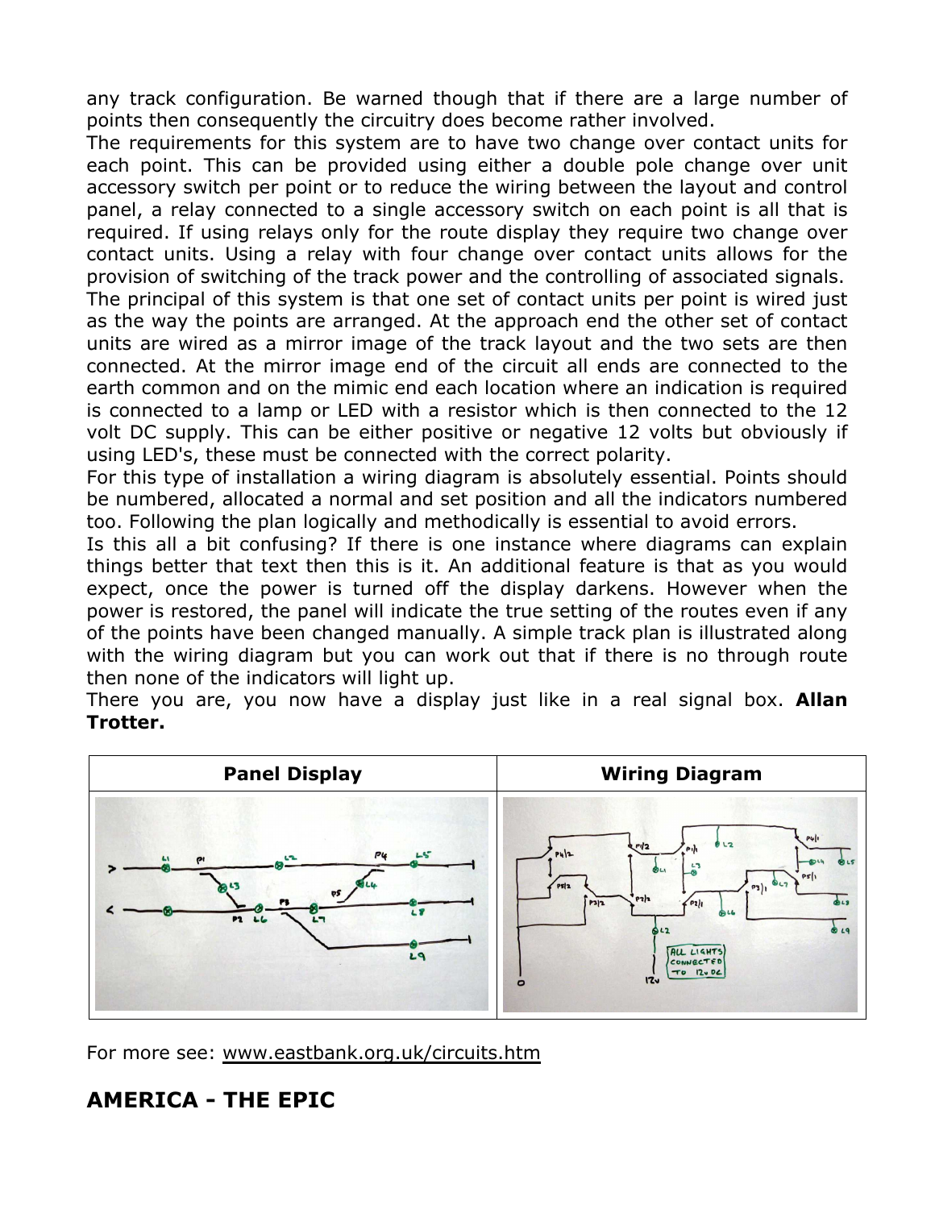any track configuration. Be warned though that if there are a large number of points then consequently the circuitry does become rather involved.

The requirements for this system are to have two change over contact units for each point. This can be provided using either a double pole change over unit accessory switch per point or to reduce the wiring between the layout and control panel, a relay connected to a single accessory switch on each point is all that is required. If using relays only for the route display they require two change over contact units. Using a relay with four change over contact units allows for the provision of switching of the track power and the controlling of associated signals.

The principal of this system is that one set of contact units per point is wired just as the way the points are arranged. At the approach end the other set of contact units are wired as a mirror image of the track layout and the two sets are then connected. At the mirror image end of the circuit all ends are connected to the earth common and on the mimic end each location where an indication is required is connected to a lamp or LED with a resistor which is then connected to the 12 volt DC supply. This can be either positive or negative 12 volts but obviously if using LED's, these must be connected with the correct polarity.

For this type of installation a wiring diagram is absolutely essential. Points should be numbered, allocated a normal and set position and all the indicators numbered too. Following the plan logically and methodically is essential to avoid errors.

Is this all a bit confusing? If there is one instance where diagrams can explain things better that text then this is it. An additional feature is that as you would expect, once the power is turned off the display darkens. However when the power is restored, the panel will indicate the true setting of the routes even if any of the points have been changed manually. A simple track plan is illustrated along with the wiring diagram but you can work out that if there is no through route then none of the indicators will light up.

There you are, you now have a display just like in a real signal box. **Allan Trotter.**

| Panel Display | Wiring Diagram |
|---|---|
| | |

For more see: www.eastbank.org.uk/circuits.htm

## AMERICA - THE EPIC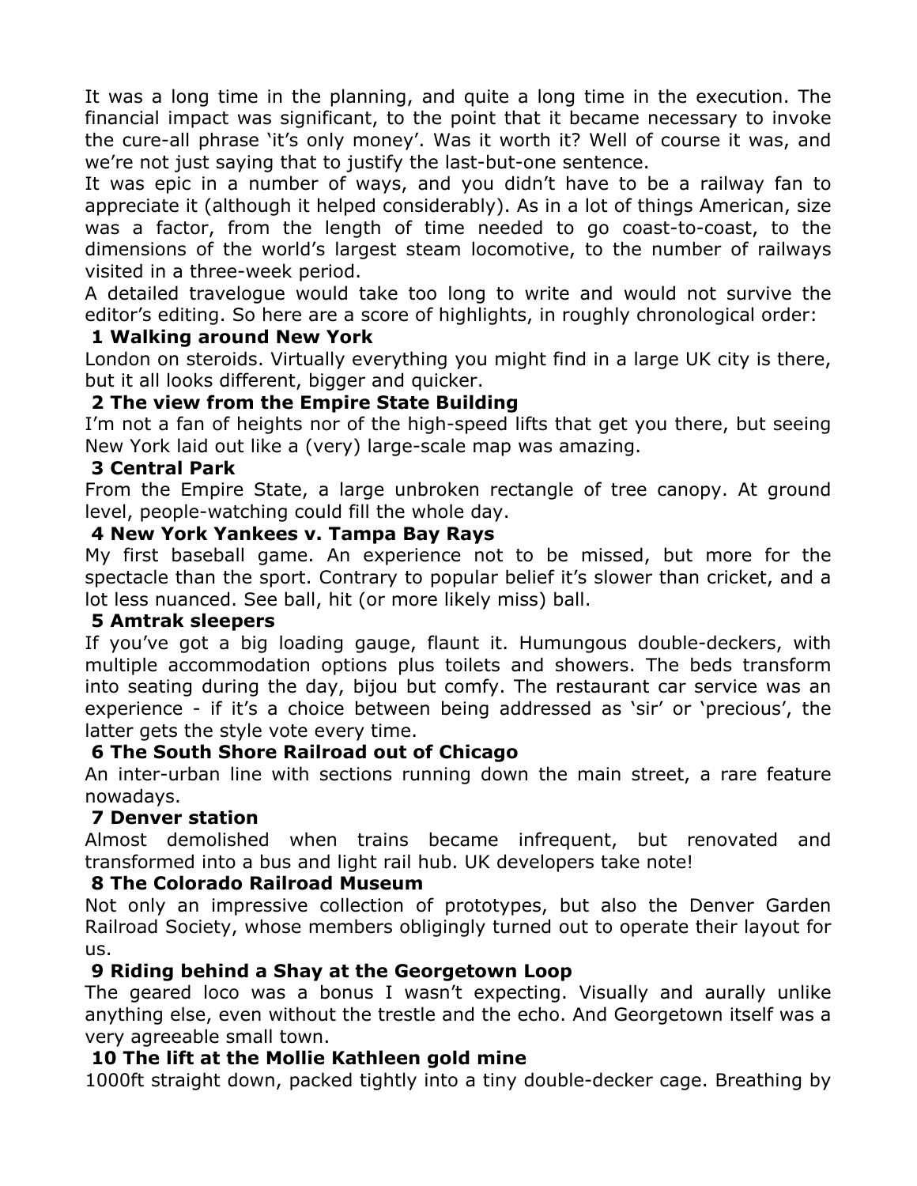It was a long time in the planning, and quite a long time in the execution. The financial impact was significant, to the point that it became necessary to invoke the cure-all phrase 'it's only money'. Was it worth it? Well of course it was, and we're not just saying that to justify the last-but-one sentence.

It was epic in a number of ways, and you didn't have to be a railway fan to appreciate it (although it helped considerably). As in a lot of things American, size was a factor, from the length of time needed to go coast-to-coast, to the dimensions of the world's largest steam locomotive, to the number of railways visited in a three-week period.

A detailed travelogue would take too long to write and would not survive the editor's editing. So here are a score of highlights, in roughly chronological order:

**1 Walking around New York**

London on steroids. Virtually everything you might find in a large UK city is there, but it all looks different, bigger and quicker.

**2 The view from the Empire State Building**

I'm not a fan of heights nor of the high-speed lifts that get you there, but seeing New York laid out like a (very) large-scale map was amazing.

**3 Central Park**

From the Empire State, a large unbroken rectangle of tree canopy. At ground level, people-watching could fill the whole day.

**4 New York Yankees v. Tampa Bay Rays**

My first baseball game. An experience not to be missed, but more for the spectacle than the sport. Contrary to popular belief it's slower than cricket, and a lot less nuanced. See ball, hit (or more likely miss) ball.

**5 Amtrak sleepers**

If you've got a big loading gauge, flaunt it. Humungous double-deckers, with multiple accommodation options plus toilets and showers. The beds transform into seating during the day, bijou but comfy. The restaurant car service was an experience - if it's a choice between being addressed as 'sir' or 'precious', the latter gets the style vote every time.

**6 The South Shore Railroad out of Chicago**

An inter-urban line with sections running down the main street, a rare feature nowadays.

**7 Denver station**

Almost demolished when trains became infrequent, but renovated and transformed into a bus and light rail hub. UK developers take note!

**8 The Colorado Railroad Museum**

Not only an impressive collection of prototypes, but also the Denver Garden Railroad Society, whose members obligingly turned out to operate their layout for us.

**9 Riding behind a Shay at the Georgetown Loop**

The geared loco was a bonus I wasn't expecting. Visually and aurally unlike anything else, even without the trestle and the echo. And Georgetown itself was a very agreeable small town.

**10 The lift at the Mollie Kathleen gold mine**

1000ft straight down, packed tightly into a tiny double-decker cage. Breathing by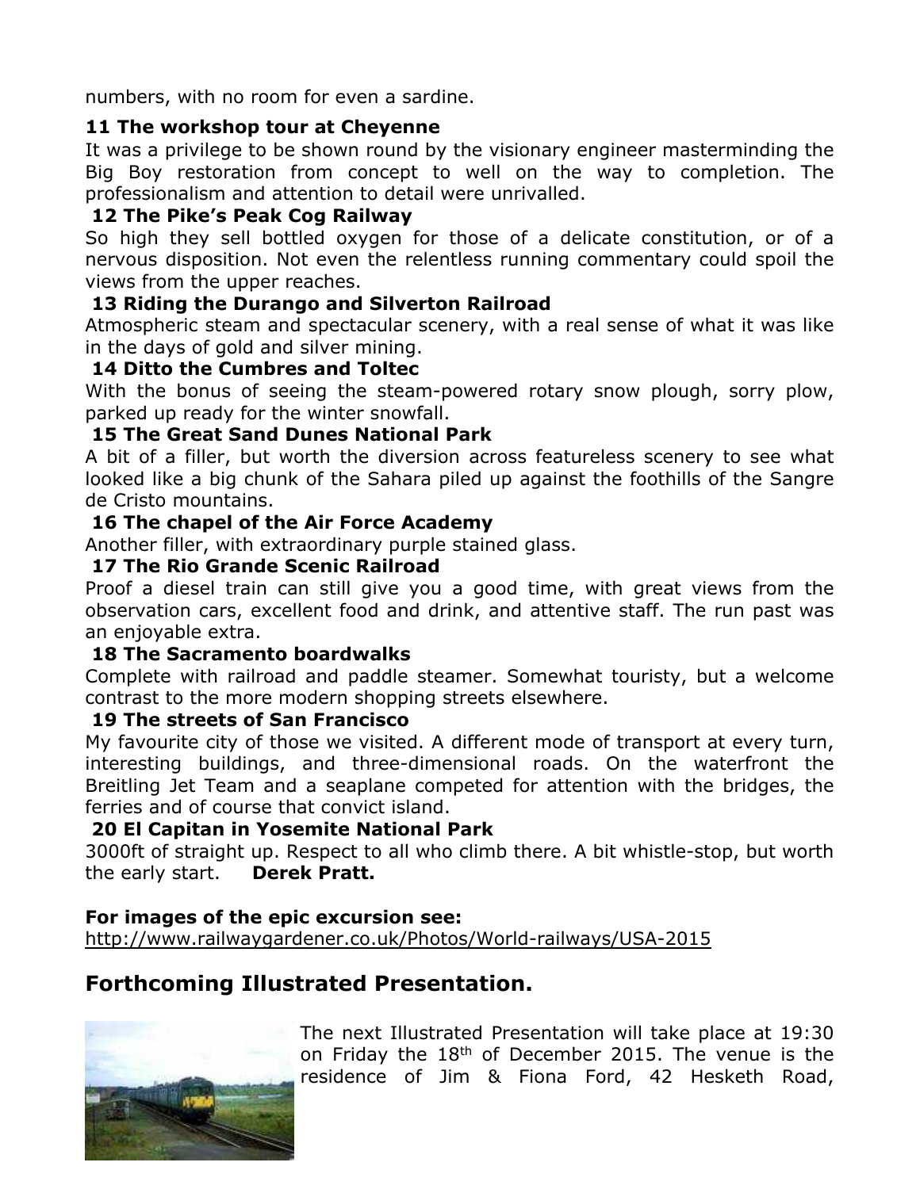numbers, with no room for even a sardine.

**11 The workshop tour at Cheyenne**

It was a privilege to be shown round by the visionary engineer masterminding the Big Boy restoration from concept to well on the way to completion. The professionalism and attention to detail were unrivalled.

**12 The Pike's Peak Cog Railway**

So high they sell bottled oxygen for those of a delicate constitution, or of a nervous disposition. Not even the relentless running commentary could spoil the views from the upper reaches.

**13 Riding the Durango and Silverton Railroad**

Atmospheric steam and spectacular scenery, with a real sense of what it was like in the days of gold and silver mining.

**14 Ditto the Cumbres and Toltec**

With the bonus of seeing the steam-powered rotary snow plough, sorry plow, parked up ready for the winter snowfall.

**15 The Great Sand Dunes National Park**

A bit of a filler, but worth the diversion across featureless scenery to see what looked like a big chunk of the Sahara piled up against the foothills of the Sangre de Cristo mountains.

**16 The chapel of the Air Force Academy**

Another filler, with extraordinary purple stained glass.

**17 The Rio Grande Scenic Railroad**

Proof a diesel train can still give you a good time, with great views from the observation cars, excellent food and drink, and attentive staff. The run past was an enjoyable extra.

**18 The Sacramento boardwalks**

Complete with railroad and paddle steamer. Somewhat touristy, but a welcome contrast to the more modern shopping streets elsewhere.

**19 The streets of San Francisco**

My favourite city of those we visited. A different mode of transport at every turn, interesting buildings, and three-dimensional roads. On the waterfront the Breitling Jet Team and a seaplane competed for attention with the bridges, the ferries and of course that convict island.

**20 El Capitan in Yosemite National Park**

3000ft of straight up. Respect to all who climb there. A bit whistle-stop, but worth the early start. **Derek Pratt.**

**For images of the epic excursion see:**

http://www.railwaygardener.co.uk/Photos/World-railways/USA-2015

## Forthcoming Illustrated Presentation.

The next Illustrated Presentation will take place at 19:30 on Friday the 18th of December 2015. The venue is the residence of Jim & Fiona Ford, 42 Hesketh Road,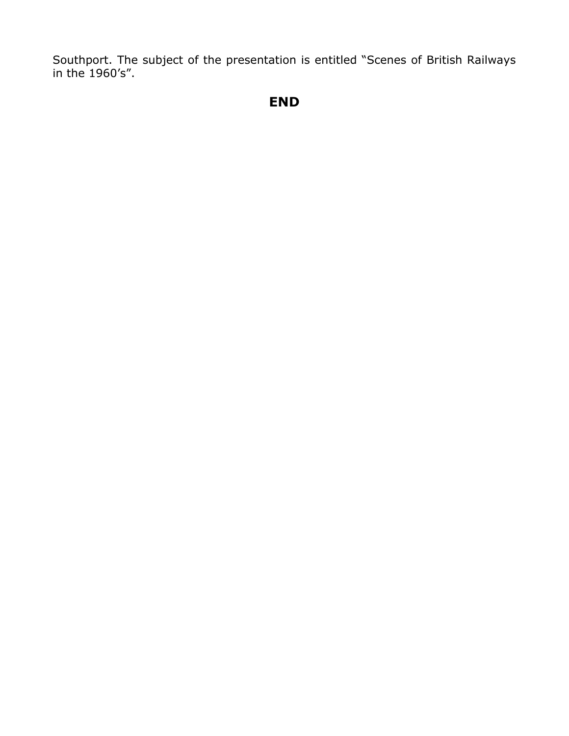Southport. The subject of the presentation is entitled “Scenes of British Railways in the 1960’s”.

**END**